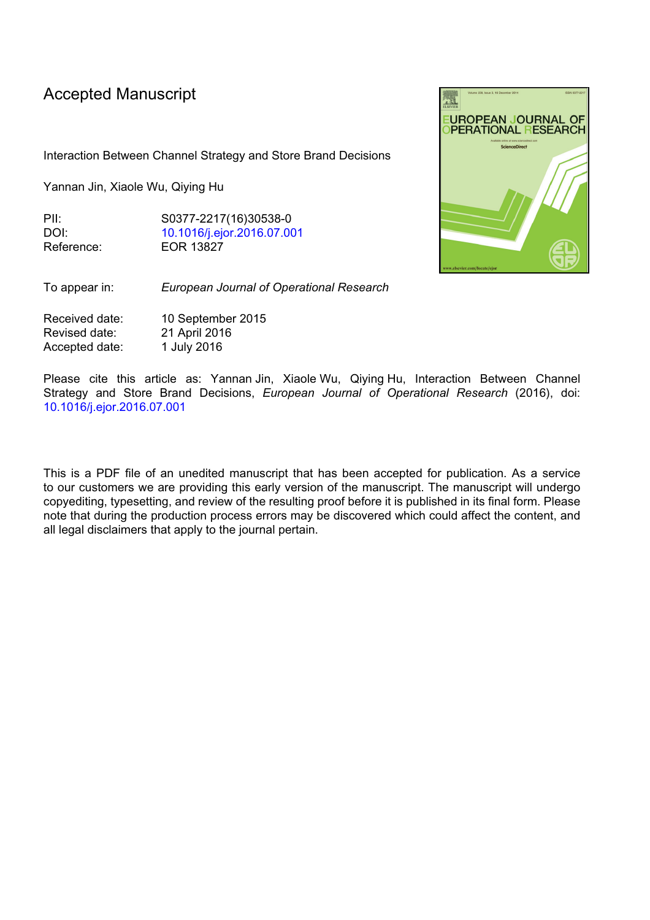# Accepted Manuscript

Interaction Between Channel Strategy and Store Brand Decisions

Yannan Jin, Xiaole Wu, Qiying Hu

PII: S0377-2217(16)30538-0
DOI: 10.1016/j.ejor.2016.07.001
Reference: EOR 13827

To appear in: *European Journal of Operational Research*

Received date: 10 September 2015
Revised date: 21 April 2016
Accepted date: 1 July 2016

Please cite this article as: Yannan Jin, Xiaole Wu, Qiying Hu, Interaction Between Channel Strategy and Store Brand Decisions, *European Journal of Operational Research* (2016), doi: 10.1016/j.ejor.2016.07.001

This is a PDF file of an unedited manuscript that has been accepted for publication. As a service to our customers we are providing this early version of the manuscript. The manuscript will undergo copyediting, typesetting, and review of the resulting proof before it is published in its final form. Please note that during the production process errors may be discovered which could affect the content, and all legal disclaimers that apply to the journal pertain.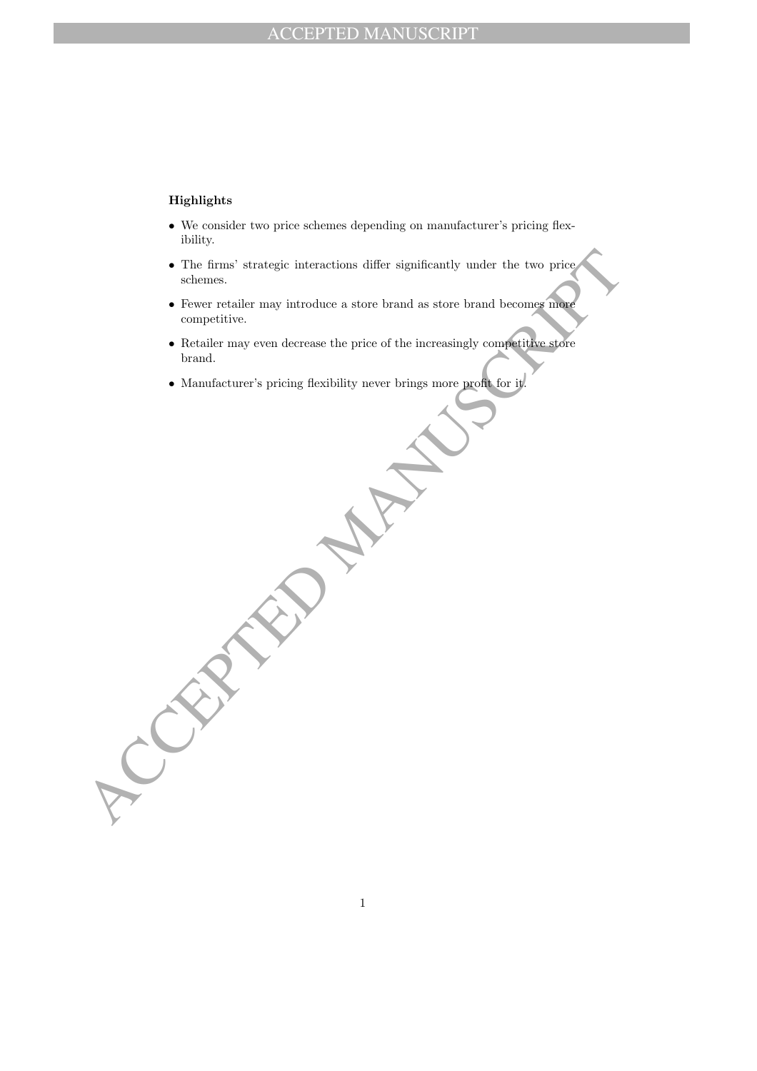**Highlights**

- We consider two price schemes depending on manufacturer's pricing flexibility.
- The firms' strategic interactions differ significantly under the two price schemes.
- Fewer retailer may introduce a store brand as store brand becomes more competitive.
- Retailer may even decrease the price of the increasingly competitive store brand.
- Manufacturer's pricing flexibility never brings more profit for it.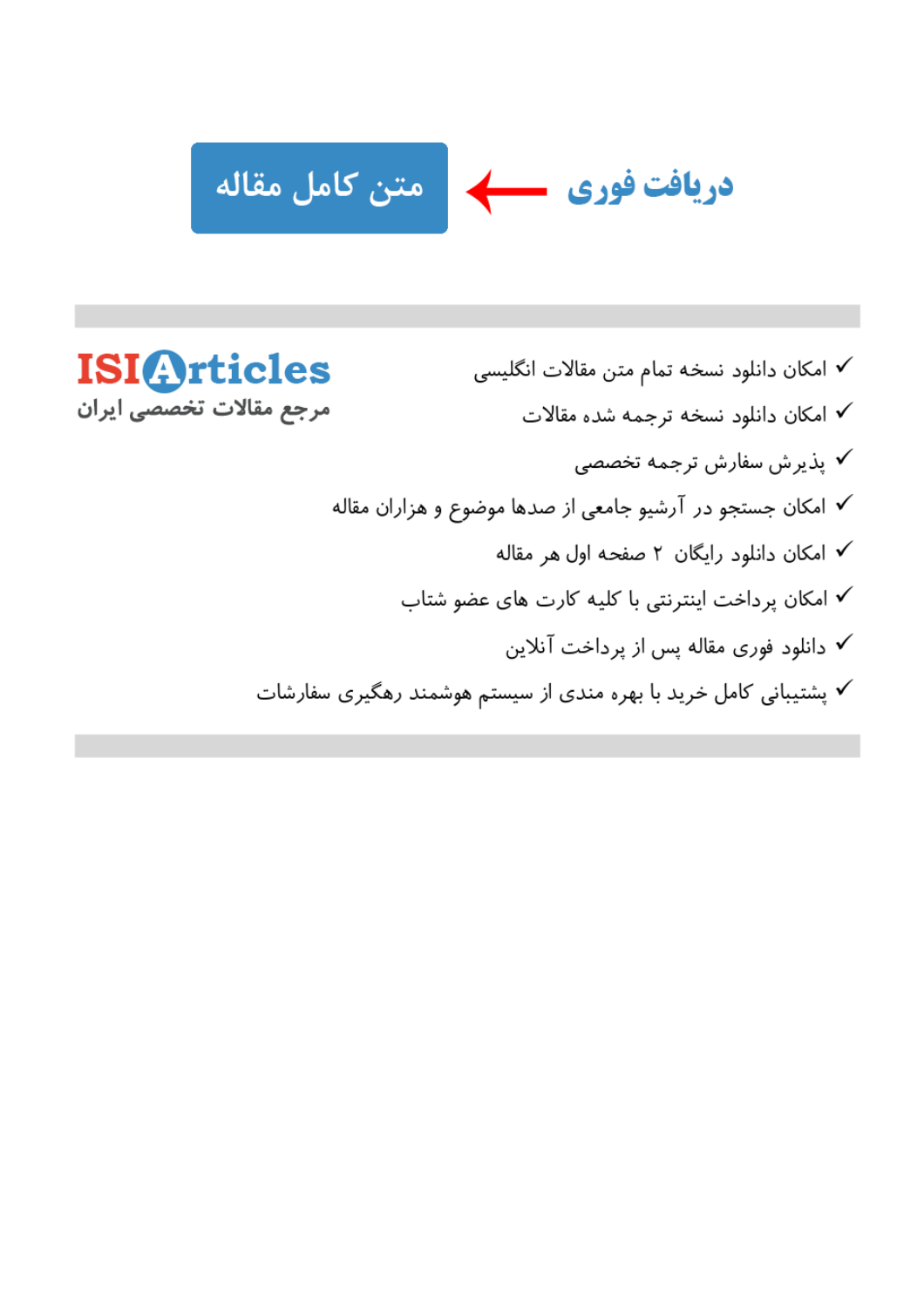دریافت فوری ← متن کامل مقاله

**ISIArticles**
مرجع مقالات تخصصی ایران

- ✓ امکان دانلود نسخه تمام متن مقالات انگلیسی
- ✓ امکان دانلود نسخه ترجمه شده مقالات
- ✓ پذیرش سفارش ترجمه تخصصی
- ✓ امکان جستجو در آرشیو جامعی از صدها موضوع و هزاران مقاله
- ✓ امکان دانلود رایگان ۲ صفحه اول هر مقاله
- ✓ امکان پرداخت اینترنتی با کلیه کارت های عضو شتاب
- ✓ دانلود فوری مقاله پس از پرداخت آنلاین
- ✓ پشتیبانی کامل خرید با بهره مندی از سیستم هوشمند رهگیری سفارشات